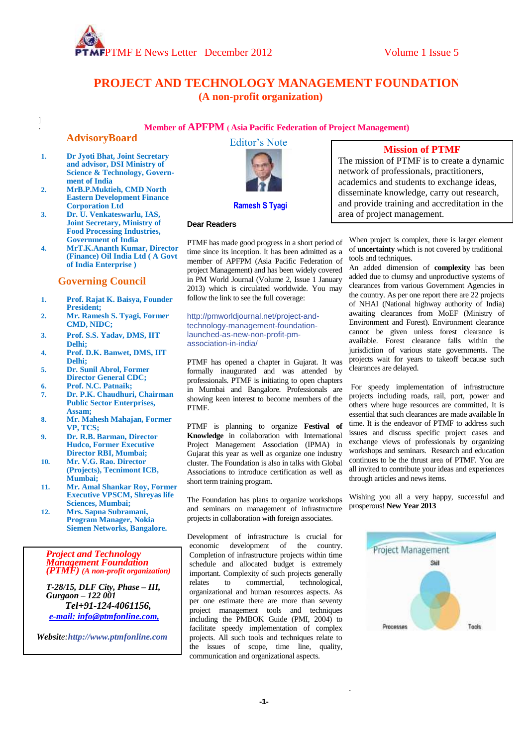# PROJECT AND TECHNOLOGY MANAGEMENT FOUNDATION

## (A non-profit organization)

**Member of APFPM (Asia Pacific Federation of Project Management)**

## AdvisoryBoard

1. **Dr Jyoti Bhat, Joint Secretary and advisor, DSI Ministry of Science & Technology, Government of India**
2. **MrB.P.Muktieh, CMD North Eastern Development Finance Corporation Ltd**
3. **Dr. U. Venkateswarlu, IAS, Joint Secretary, Ministry of Food Processing Industries, Government of India**
4. **MrT.K.Ananth Kumar, Director (Finance) Oil India Ltd ( A Govt of India Enterprise )**

## Governing Council

1. **Prof. Rajat K. Baisya, Founder President;**
2. **Mr. Ramesh S. Tyagi, Former CMD, NIDC;**
3. **Prof. S.S. Yadav, DMS, IIT Delhi;**
4. **Prof. D.K. Banwet, DMS, IIT Delhi;**
5. **Dr. Sunil Abrol, Former Director General CDC;**
6. **Prof. N.C. Patnaik;**
7. **Dr. P.K. Chaudhuri, Chairman Public Sector Enterprises, Assam;**
8. **Mr. Mahesh Mahajan, Former VP, TCS;**
9. **Dr. R.B. Barman, Director Hudco, Former Executive Director RBI, Mumbai;**
10. **Mr. V.G. Rao. Director (Projects), Tecnimont ICB, Mumbai;**
11. **Mr. Amal Shankar Roy, Former Executive VPSCM, Shreyas life Sciences, Mumbai;**
12. **Mrs. Sapna Subramani, Program Manager, Nokia Siemen Networks, Bangalore.**

***Project and Technology Management Foundation (PTMF) (A non-profit organization)***

***T-28/15, DLF City, Phase – III, Gurgaon – 122 001***
***Tel+91-124-4061156,***
***e-mail: info@ptmfonline.com,***

***Website:http://www.ptmfonline.com***

## Editor's Note

**Ramesh S Tyagi**

**Dear Readers**

PTMF has made good progress in a short period of time since its inception. It has been admitted as a member of APFPM (Asia Pacific Federation of Project Management) and has been widely covered in PM World Journal (Volume 2, Issue 1 January 2013) which is circulated worldwide. You may follow the link to see the full coverage:

http://pmworldjournal.net/project-and-technology-management-foundation-launched-as-new-non-profit-pm-association-in-india/

PTMF has opened a chapter in Gujarat. It was formally inaugurated and was attended by professionals. PTMF is initiating to open chapters in Mumbai and Bangalore. Professionals are showing keen interest to become members of the PTMF.

PTMF is planning to organize **Festival of Knowledge** in collaboration with International Project Management Association (IPMA) in Gujarat this year as well as organize one industry cluster. The Foundation is also in talks with Global Associations to introduce certification as well as short term training program.

The Foundation has plans to organize workshops and seminars on management of infrastructure projects in collaboration with foreign associates.

Development of infrastructure is crucial for economic development of the country. Completion of infrastructure projects within time schedule and allocated budget is extremely important. Complexity of such projects generally relates to commercial, technological, organizational and human resources aspects. As per one estimate there are more than seventy project management tools and techniques including the PMBOK Guide (PMI, 2004) to facilitate speedy implementation of complex projects. All such tools and techniques relate to the issues of scope, time line, quality, communication and organizational aspects.

## Mission of PTMF

The mission of PTMF is to create a dynamic network of professionals, practitioners, academics and students to exchange ideas, disseminate knowledge, carry out research, and provide training and accreditation in the area of project management.

When project is complex, there is larger element of **uncertainty** which is not covered by traditional tools and techniques.

An added dimension of **complexity** has been added due to clumsy and unproductive systems of clearances from various Government Agencies in the country. As per one report there are 22 projects of NHAI (National highway authority of India) awaiting clearances from MoEF (Ministry of Environment and Forest). Environment clearance cannot be given unless forest clearance is available. Forest clearance falls within the jurisdiction of various state governments. The projects wait for years to takeoff because such clearances are delayed.

For speedy implementation of infrastructure projects including roads, rail, port, power and others where huge resources are committed, It is essential that such clearances are made available In time. It is the endeavor of PTMF to address such issues and discuss specific project cases and exchange views of professionals by organizing workshops and seminars. Research and education continues to be the thrust area of PTMF. You are all invited to contribute your ideas and experiences through articles and news items.

Wishing you all a very happy, successful and prosperous! **New Year 2013**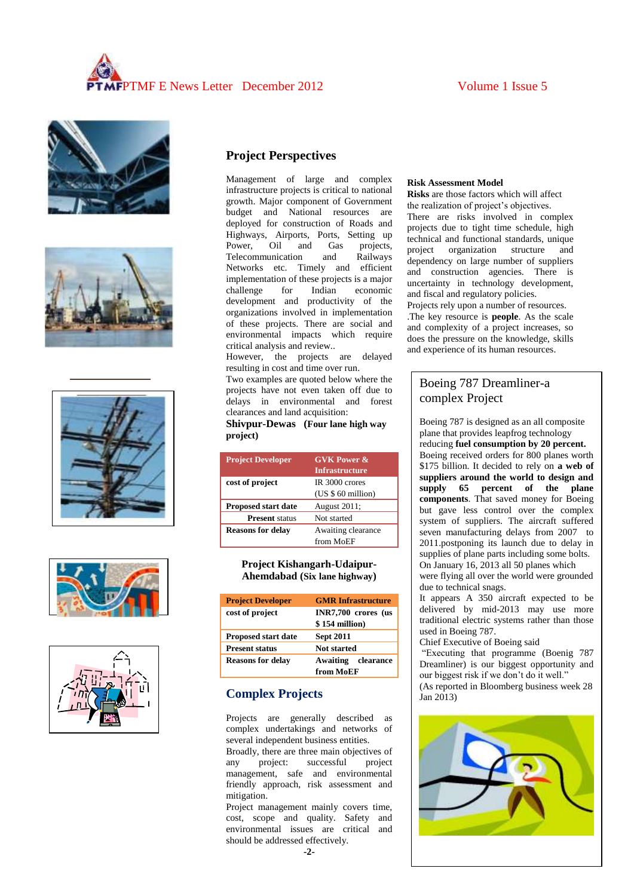## Project Perspectives

Management of large and complex infrastructure projects is critical to national growth. Major component of Government budget and National resources are deployed for construction of Roads and Highways, Airports, Ports, Setting up Power, Oil and Gas projects, Telecommunication and Railways Networks etc. Timely and efficient implementation of these projects is a major challenge for Indian economic development and productivity of the organizations involved in implementation of these projects. There are social and environmental impacts which require critical analysis and review..

However, the projects are delayed resulting in cost and time over run.

Two examples are quoted below where the projects have not even taken off due to delays in environmental and forest clearances and land acquisition:

**Shivpur-Dewas (Four lane high way project)**

| **Project Developer** | **GVK Power & Infrastructure** |
|---|---|
| **cost of project** | IR 3000 crores (US $ 60 million) |
| **Proposed start date** | August 2011; |
| **Present** status | Not started |
| **Reasons for delay** | Awaiting clearance from MoEF |

**Project Kishangarh-Udaipur-Ahemdabad (Six lane highway)**

| **Project Developer** | **GMR Infrastructure** |
|---|---|
| **cost of project** | **INR7,700 crores (us $ 154 million)** |
| **Proposed start date** | **Sept 2011** |
| **Present status** | **Not started** |
| **Reasons for delay** | **Awaiting clearance from MoEF** |

## Complex Projects

Projects are generally described as complex undertakings and networks of several independent business entities.

Broadly, there are three main objectives of any project: successful project management, safe and environmental friendly approach, risk assessment and mitigation.

Project management mainly covers time, cost, scope and quality. Safety and environmental issues are critical and should be addressed effectively.

**Risk Assessment Model**

**Risks** are those factors which will affect the realization of project's objectives.

There are risks involved in complex projects due to tight time schedule, high technical and functional standards, unique project organization structure and dependency on large number of suppliers and construction agencies. There is uncertainty in technology development, and fiscal and regulatory policies.

Projects rely upon a number of resources. .The key resource is **people**. As the scale and complexity of a project increases, so does the pressure on the knowledge, skills and experience of its human resources.

### Boeing 787 Dreamliner-a complex Project

Boeing 787 is designed as an all composite plane that provides leapfrog technology reducing **fuel consumption by 20 percent.** Boeing received orders for 800 planes worth $175 billion. It decided to rely on **a web of suppliers around the world to design and supply 65 percent of the plane components**. That saved money for Boeing but gave less control over the complex system of suppliers. The aircraft suffered seven manufacturing delays from 2007 to 2011.postponing its launch due to delay in supplies of plane parts including some bolts.

On January 16, 2013 all 50 planes which were flying all over the world were grounded due to technical snags.

It appears A 350 aircraft expected to be delivered by mid-2013 may use more traditional electric systems rather than those used in Boeing 787.

Chief Executive of Boeing said

"Executing that programme (Boenig 787 Dreamliner) is our biggest opportunity and our biggest risk if we don't do it well."

(As reported in Bloomberg business week 28 Jan 2013)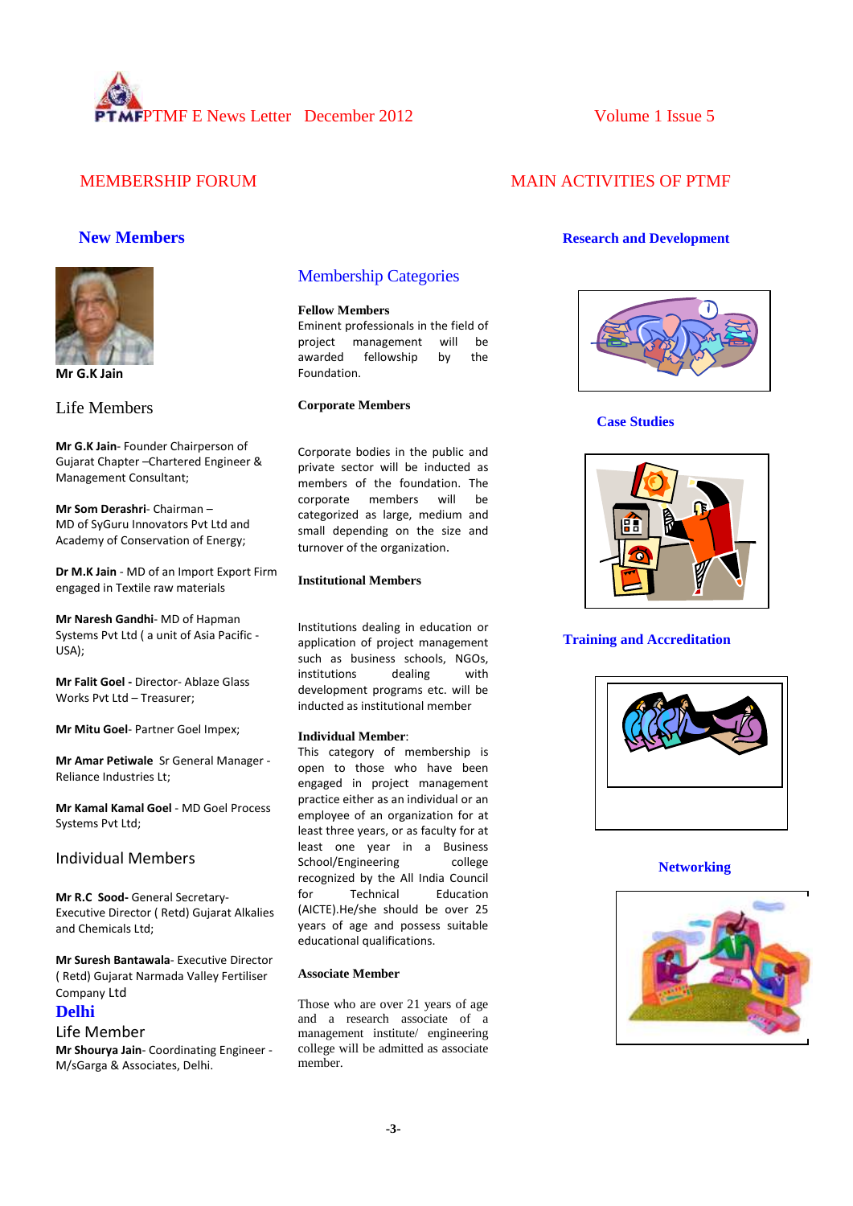# MEMBERSHIP FORUM

## New Members

Mr G.K Jain

### Life Members

**Mr G.K Jain**- Founder Chairperson of Gujarat Chapter –Chartered Engineer & Management Consultant;

**Mr Som Derashri**- Chairman – MD of SyGuru Innovators Pvt Ltd and Academy of Conservation of Energy;

**Dr M.K Jain** - MD of an Import Export Firm engaged in Textile raw materials

**Mr Naresh Gandhi**- MD of Hapman Systems Pvt Ltd ( a unit of Asia Pacific - USA);

**Mr Falit Goel -** Director- Ablaze Glass Works Pvt Ltd – Treasurer;

**Mr Mitu Goel**- Partner Goel Impex;

**Mr Amar Petiwale** Sr General Manager - Reliance Industries Lt;

**Mr Kamal Kamal Goel** - MD Goel Process Systems Pvt Ltd;

### Individual Members

**Mr R.C Sood-** General Secretary- Executive Director ( Retd) Gujarat Alkalies and Chemicals Ltd;

**Mr Suresh Bantawala**- Executive Director ( Retd) Gujarat Narmada Valley Fertiliser Company Ltd

### Delhi

Life Member

**Mr Shourya Jain**- Coordinating Engineer - M/sGarga & Associates, Delhi.

## Membership Categories

**Fellow Members**

Eminent professionals in the field of project management will be awarded fellowship by the Foundation.

**Corporate Members**

Corporate bodies in the public and private sector will be inducted as members of the foundation. The corporate members will be categorized as large, medium and small depending on the size and turnover of the organization.

**Institutional Members**

Institutions dealing in education or application of project management such as business schools, NGOs, institutions dealing with development programs etc. will be inducted as institutional member

**Individual Member**:

This category of membership is open to those who have been engaged in project management practice either as an individual or an employee of an organization for at least three years, or as faculty for at least one year in a Business School/Engineering college recognized by the All India Council for Technical Education (AICTE).He/she should be over 25 years of age and possess suitable educational qualifications.

**Associate Member**

Those who are over 21 years of age and a research associate of a management institute/ engineering college will be admitted as associate member.

# MAIN ACTIVITIES OF PTMF

### Research and Development

### Case Studies

### Training and Accreditation

### Networking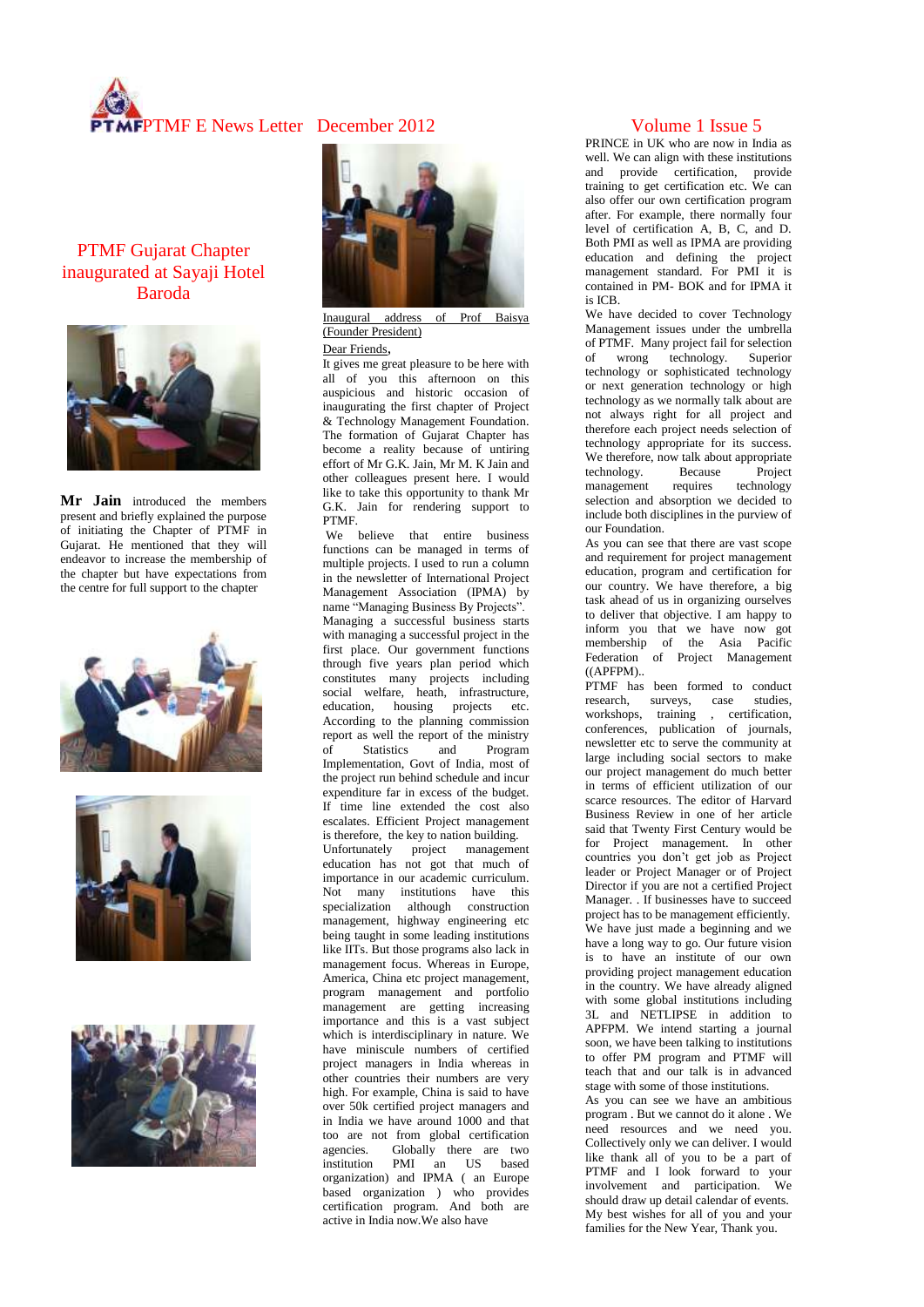## PTMF Gujarat Chapter inaugurated at Sayaji Hotel Baroda

**Mr Jain** introduced the members present and briefly explained the purpose of initiating the Chapter of PTMF in Gujarat. He mentioned that they will endeavor to increase the membership of the chapter but have expectations from the centre for full support to the chapter

Inaugural address of Prof Baisya (Founder President)

Dear Friends,

It gives me great pleasure to be here with all of you this afternoon on this auspicious and historic occasion of inaugurating the first chapter of Project & Technology Management Foundation. The formation of Gujarat Chapter has become a reality because of untiring effort of Mr G.K. Jain, Mr M. K Jain and other colleagues present here. I would like to take this opportunity to thank Mr G.K. Jain for rendering support to PTMF.

We believe that entire business functions can be managed in terms of multiple projects. I used to run a column in the newsletter of International Project Management Association (IPMA) by name "Managing Business By Projects". Managing a successful business starts with managing a successful project in the first place. Our government functions through five years plan period which constitutes many projects including social welfare, heath, infrastructure, education, housing projects etc. According to the planning commission report as well the report of the ministry of Statistics and Program Implementation, Govt of India, most of the project run behind schedule and incur expenditure far in excess of the budget. If time line extended the cost also escalates. Efficient Project management is therefore, the key to nation building. Unfortunately project management education has not got that much of importance in our academic curriculum. Not many institutions have this specialization although construction management, highway engineering etc being taught in some leading institutions like IITs. But those programs also lack in management focus. Whereas in Europe, America, China etc project management, program management and portfolio management are getting increasing importance and this is a vast subject which is interdisciplinary in nature. We have miniscule numbers of certified project managers in India whereas in other countries their numbers are very high. For example, China is said to have over 50k certified project managers and in India we have around 1000 and that too are not from global certification agencies. Globally there are two institution PMI an US based organization) and IPMA ( an Europe based organization ) who provides certification program. And both are active in India now.We also have PRINCE in UK who are now in India as well. We can align with these institutions and provide certification, provide training to get certification etc. We can also offer our own certification program after. For example, there normally four level of certification A, B, C, and D. Both PMI as well as IPMA are providing education and defining the project management standard. For PMI it is contained in PM- BOK and for IPMA it is ICB.

We have decided to cover Technology Management issues under the umbrella of PTMF. Many project fail for selection of wrong technology. Superior technology or sophisticated technology or next generation technology or high technology as we normally talk about are not always right for all project and therefore each project needs selection of technology appropriate for its success. We therefore, now talk about appropriate technology. Because Project management requires technology selection and absorption we decided to include both disciplines in the purview of our Foundation.

As you can see that there are vast scope and requirement for project management education, program and certification for our country. We have therefore, a big task ahead of us in organizing ourselves to deliver that objective. I am happy to inform you that we have now got membership of the Asia Pacific Federation of Project Management ((APFPM)..

PTMF has been formed to conduct research, surveys, case studies, workshops, training , certification, conferences, publication of journals, newsletter etc to serve the community at large including social sectors to make our project management do much better in terms of efficient utilization of our scarce resources. The editor of Harvard Business Review in one of her article said that Twenty First Century would be for Project management. In other countries you don't get job as Project leader or Project Manager or of Project Director if you are not a certified Project Manager. . If businesses have to succeed project has to be management efficiently. We have just made a beginning and we have a long way to go. Our future vision is to have an institute of our own providing project management education in the country. We have already aligned with some global institutions including 3L and NETLIPSE in addition to APFPM. We intend starting a journal soon, we have been talking to institutions to offer PM program and PTMF will teach that and our talk is in advanced stage with some of those institutions.

As you can see we have an ambitious program . But we cannot do it alone . We need resources and we need you. Collectively only we can deliver. I would like thank all of you to be a part of PTMF and I look forward to your involvement and participation. We should draw up detail calendar of events. My best wishes for all of you and your families for the New Year, Thank you.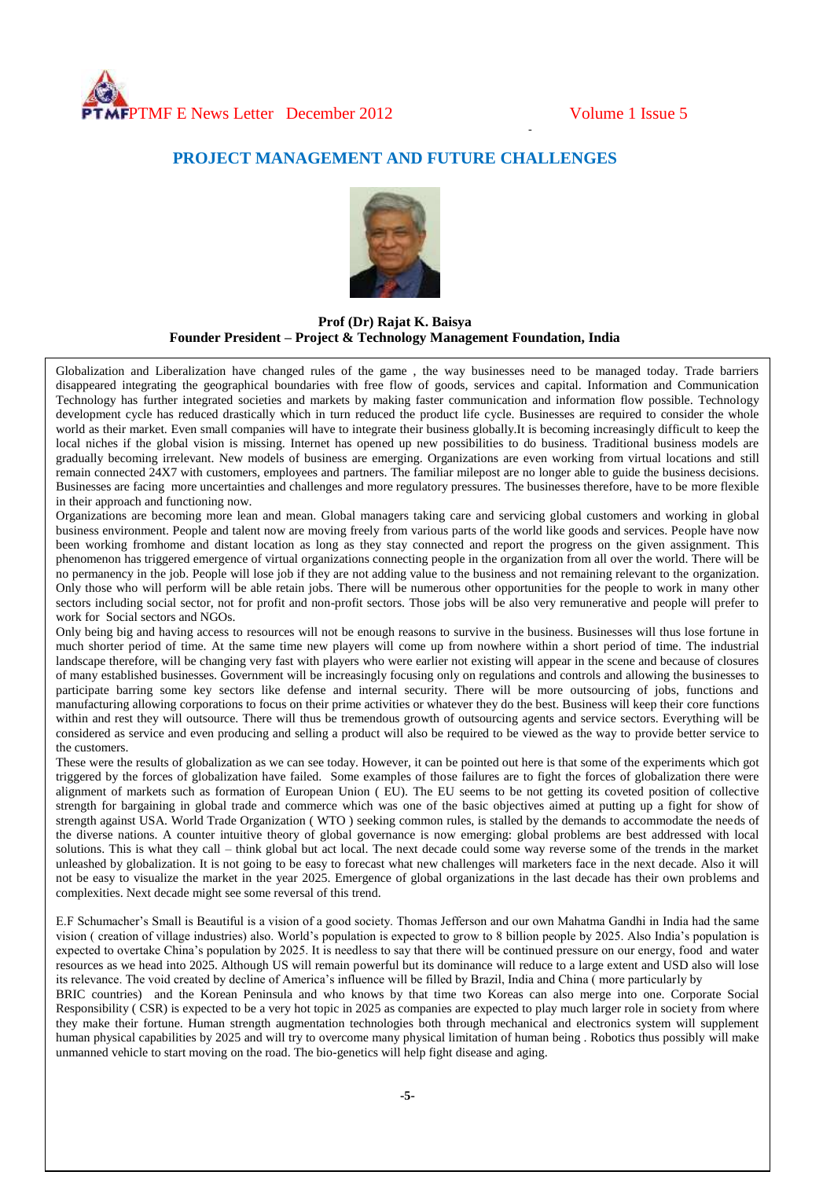## PROJECT MANAGEMENT AND FUTURE CHALLENGES

**Prof (Dr) Rajat K. Baisya**
**Founder President – Project & Technology Management Foundation, India**

Globalization and Liberalization have changed rules of the game , the way businesses need to be managed today. Trade barriers disappeared integrating the geographical boundaries with free flow of goods, services and capital. Information and Communication Technology has further integrated societies and markets by making faster communication and information flow possible. Technology development cycle has reduced drastically which in turn reduced the product life cycle. Businesses are required to consider the whole world as their market. Even small companies will have to integrate their business globally.It is becoming increasingly difficult to keep the local niches if the global vision is missing. Internet has opened up new possibilities to do business. Traditional business models are gradually becoming irrelevant. New models of business are emerging. Organizations are even working from virtual locations and still remain connected 24X7 with customers, employees and partners. The familiar milepost are no longer able to guide the business decisions. Businesses are facing more uncertainties and challenges and more regulatory pressures. The businesses therefore, have to be more flexible in their approach and functioning now.

Organizations are becoming more lean and mean. Global managers taking care and servicing global customers and working in global business environment. People and talent now are moving freely from various parts of the world like goods and services. People have now been working fromhome and distant location as long as they stay connected and report the progress on the given assignment. This phenomenon has triggered emergence of virtual organizations connecting people in the organization from all over the world. There will be no permanency in the job. People will lose job if they are not adding value to the business and not remaining relevant to the organization. Only those who will perform will be able retain jobs. There will be numerous other opportunities for the people to work in many other sectors including social sector, not for profit and non-profit sectors. Those jobs will be also very remunerative and people will prefer to work for Social sectors and NGOs.

Only being big and having access to resources will not be enough reasons to survive in the business. Businesses will thus lose fortune in much shorter period of time. At the same time new players will come up from nowhere within a short period of time. The industrial landscape therefore, will be changing very fast with players who were earlier not existing will appear in the scene and because of closures of many established businesses. Government will be increasingly focusing only on regulations and controls and allowing the businesses to participate barring some key sectors like defense and internal security. There will be more outsourcing of jobs, functions and manufacturing allowing corporations to focus on their prime activities or whatever they do the best. Business will keep their core functions within and rest they will outsource. There will thus be tremendous growth of outsourcing agents and service sectors. Everything will be considered as service and even producing and selling a product will also be required to be viewed as the way to provide better service to the customers.

These were the results of globalization as we can see today. However, it can be pointed out here is that some of the experiments which got triggered by the forces of globalization have failed. Some examples of those failures are to fight the forces of globalization there were alignment of markets such as formation of European Union ( EU). The EU seems to be not getting its coveted position of collective strength for bargaining in global trade and commerce which was one of the basic objectives aimed at putting up a fight for show of strength against USA. World Trade Organization ( WTO ) seeking common rules, is stalled by the demands to accommodate the needs of the diverse nations. A counter intuitive theory of global governance is now emerging: global problems are best addressed with local solutions. This is what they call – think global but act local. The next decade could some way reverse some of the trends in the market unleashed by globalization. It is not going to be easy to forecast what new challenges will marketers face in the next decade. Also it will not be easy to visualize the market in the year 2025. Emergence of global organizations in the last decade has their own problems and complexities. Next decade might see some reversal of this trend.

E.F Schumacher's Small is Beautiful is a vision of a good society. Thomas Jefferson and our own Mahatma Gandhi in India had the same vision ( creation of village industries) also. World's population is expected to grow to 8 billion people by 2025. Also India's population is expected to overtake China's population by 2025. It is needless to say that there will be continued pressure on our energy, food and water resources as we head into 2025. Although US will remain powerful but its dominance will reduce to a large extent and USD also will lose its relevance. The void created by decline of America's influence will be filled by Brazil, India and China ( more particularly by BRIC countries) and the Korean Peninsula and who knows by that time two Koreas can also merge into one. Corporate Social Responsibility ( CSR) is expected to be a very hot topic in 2025 as companies are expected to play much larger role in society from where they make their fortune. Human strength augmentation technologies both through mechanical and electronics system will supplement human physical capabilities by 2025 and will try to overcome many physical limitation of human being . Robotics thus possibly will make unmanned vehicle to start moving on the road. The bio-genetics will help fight disease and aging.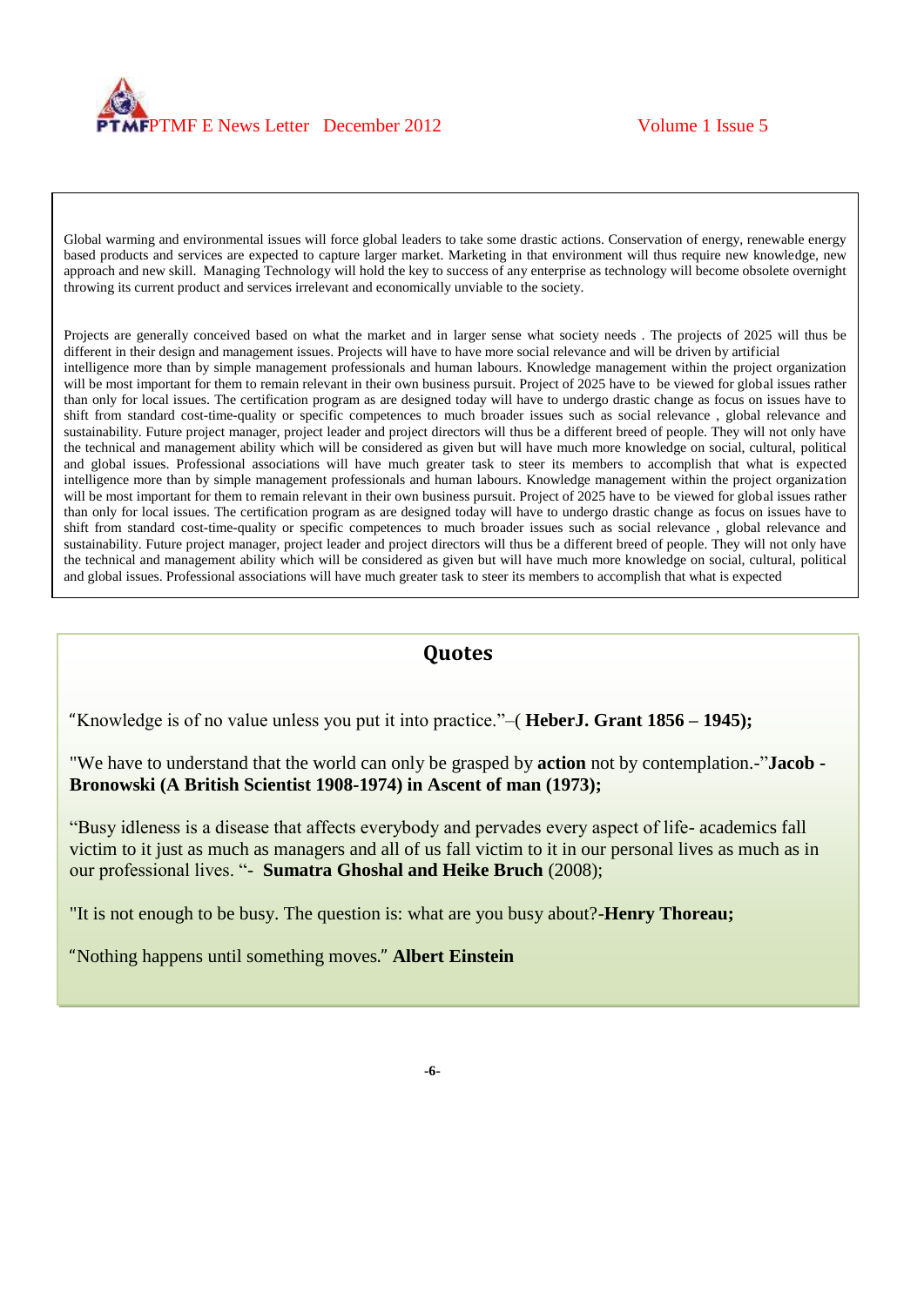Global warming and environmental issues will force global leaders to take some drastic actions. Conservation of energy, renewable energy based products and services are expected to capture larger market. Marketing in that environment will thus require new knowledge, new approach and new skill. Managing Technology will hold the key to success of any enterprise as technology will become obsolete overnight throwing its current product and services irrelevant and economically unviable to the society.

Projects are generally conceived based on what the market and in larger sense what society needs . The projects of 2025 will thus be different in their design and management issues. Projects will have to have more social relevance and will be driven by artificial intelligence more than by simple management professionals and human labours. Knowledge management within the project organization will be most important for them to remain relevant in their own business pursuit. Project of 2025 have to be viewed for global issues rather than only for local issues. The certification program as are designed today will have to undergo drastic change as focus on issues have to shift from standard cost-time-quality or specific competences to much broader issues such as social relevance , global relevance and sustainability. Future project manager, project leader and project directors will thus be a different breed of people. They will not only have the technical and management ability which will be considered as given but will have much more knowledge on social, cultural, political and global issues. Professional associations will have much greater task to steer its members to accomplish that what is expected intelligence more than by simple management professionals and human labours. Knowledge management within the project organization will be most important for them to remain relevant in their own business pursuit. Project of 2025 have to be viewed for global issues rather than only for local issues. The certification program as are designed today will have to undergo drastic change as focus on issues have to shift from standard cost-time-quality or specific competences to much broader issues such as social relevance , global relevance and sustainability. Future project manager, project leader and project directors will thus be a different breed of people. They will not only have the technical and management ability which will be considered as given but will have much more knowledge on social, cultural, political and global issues. Professional associations will have much greater task to steer its members to accomplish that what is expected

## Quotes

"Knowledge is of no value unless you put it into practice."–( **HeberJ. Grant 1856 – 1945);**

"We have to understand that the world can only be grasped by **action** not by contemplation.-"**Jacob - Bronowski (A British Scientist 1908-1974) in Ascent of man (1973);**

"Busy idleness is a disease that affects everybody and pervades every aspect of life- academics fall victim to it just as much as managers and all of us fall victim to it in our personal lives as much as in our professional lives. "- **Sumatra Ghoshal and Heike Bruch** (2008);

"It is not enough to be busy. The question is: what are you busy about?-**Henry Thoreau;**

"Nothing happens until something moves." **Albert Einstein**